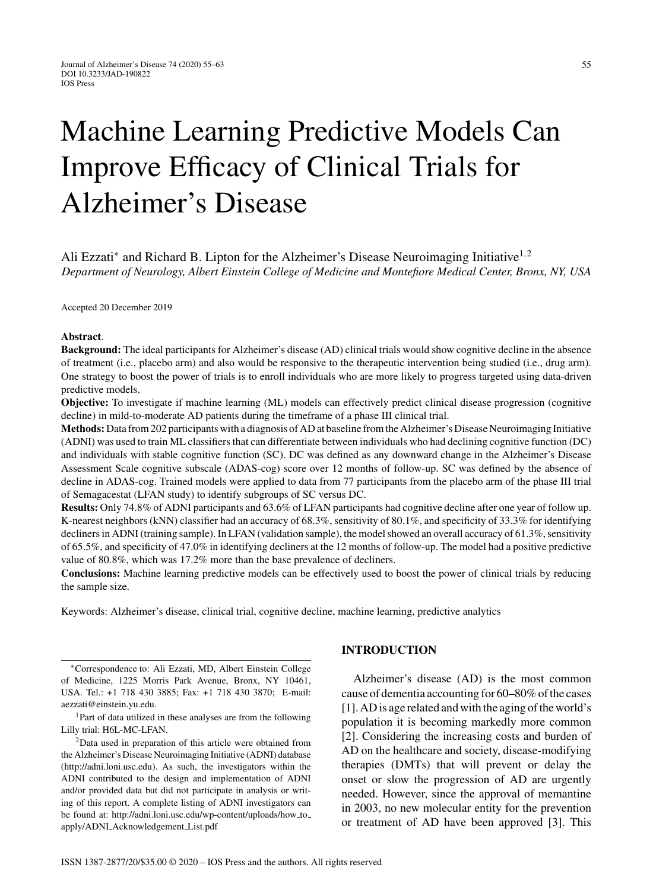# Machine Learning Predictive Models Can Improve Efficacy of Clinical Trials for Alzheimer's Disease

Ali Ezzati* and Richard B. Lipton for the Alzheimer's Disease Neuroimaging Initiative[1,2]

*Department of Neurology, Albert Einstein College of Medicine and Montefiore Medical Center, Bronx, NY, USA*

Accepted 20 December 2019

**Abstract**.

**Background:** The ideal participants for Alzheimer's disease (AD) clinical trials would show cognitive decline in the absence of treatment (i.e., placebo arm) and also would be responsive to the therapeutic intervention being studied (i.e., drug arm). One strategy to boost the power of trials is to enroll individuals who are more likely to progress targeted using data-driven predictive models.

**Objective:** To investigate if machine learning (ML) models can effectively predict clinical disease progression (cognitive decline) in mild-to-moderate AD patients during the timeframe of a phase III clinical trial.

**Methods:** Data from 202 participants with a diagnosis of AD at baseline from the Alzheimer's Disease Neuroimaging Initiative (ADNI) was used to train ML classifiers that can differentiate between individuals who had declining cognitive function (DC) and individuals with stable cognitive function (SC). DC was defined as any downward change in the Alzheimer's Disease Assessment Scale cognitive subscale (ADAS-cog) score over 12 months of follow-up. SC was defined by the absence of decline in ADAS-cog. Trained models were applied to data from 77 participants from the placebo arm of the phase III trial of Semagacestat (LFAN study) to identify subgroups of SC versus DC.

**Results:** Only 74.8% of ADNI participants and 63.6% of LFAN participants had cognitive decline after one year of follow up. K-nearest neighbors (kNN) classifier had an accuracy of 68.3%, sensitivity of 80.1%, and specificity of 33.3% for identifying decliners in ADNI (training sample). In LFAN (validation sample), the model showed an overall accuracy of 61.3%, sensitivity of 65.5%, and specificity of 47.0% in identifying decliners at the 12 months of follow-up. The model had a positive predictive value of 80.8%, which was 17.2% more than the base prevalence of decliners.

**Conclusions:** Machine learning predictive models can be effectively used to boost the power of clinical trials by reducing the sample size.

Keywords: Alzheimer's disease, clinical trial, cognitive decline, machine learning, predictive analytics

## INTRODUCTION

Alzheimer's disease (AD) is the most common cause of dementia accounting for 60–80% of the cases [1]. AD is age related and with the aging of the world's population it is becoming markedly more common [2]. Considering the increasing costs and burden of AD on the healthcare and society, disease-modifying therapies (DMTs) that will prevent or delay the onset or slow the progression of AD are urgently needed. However, since the approval of memantine in 2003, no new molecular entity for the prevention or treatment of AD have been approved [3]. This

---

*Correspondence to: Ali Ezzati, MD, Albert Einstein College of Medicine, 1225 Morris Park Avenue, Bronx, NY 10461, USA. Tel.: +1 718 430 3885; Fax: +1 718 430 3870; E-mail: aezzati@einstein.yu.edu.

[1]Part of data utilized in these analyses are from the following Lilly trial: H6L-MC-LFAN.

[2]Data used in preparation of this article were obtained from the Alzheimer's Disease Neuroimaging Initiative (ADNI) database (http://adni.loni.usc.edu). As such, the investigators within the ADNI contributed to the design and implementation of ADNI and/or provided data but did not participate in analysis or writing of this report. A complete listing of ADNI investigators can be found at: http://adni.loni.usc.edu/wp-content/uploads/how_to_apply/ADNI_Acknowledgement_List.pdf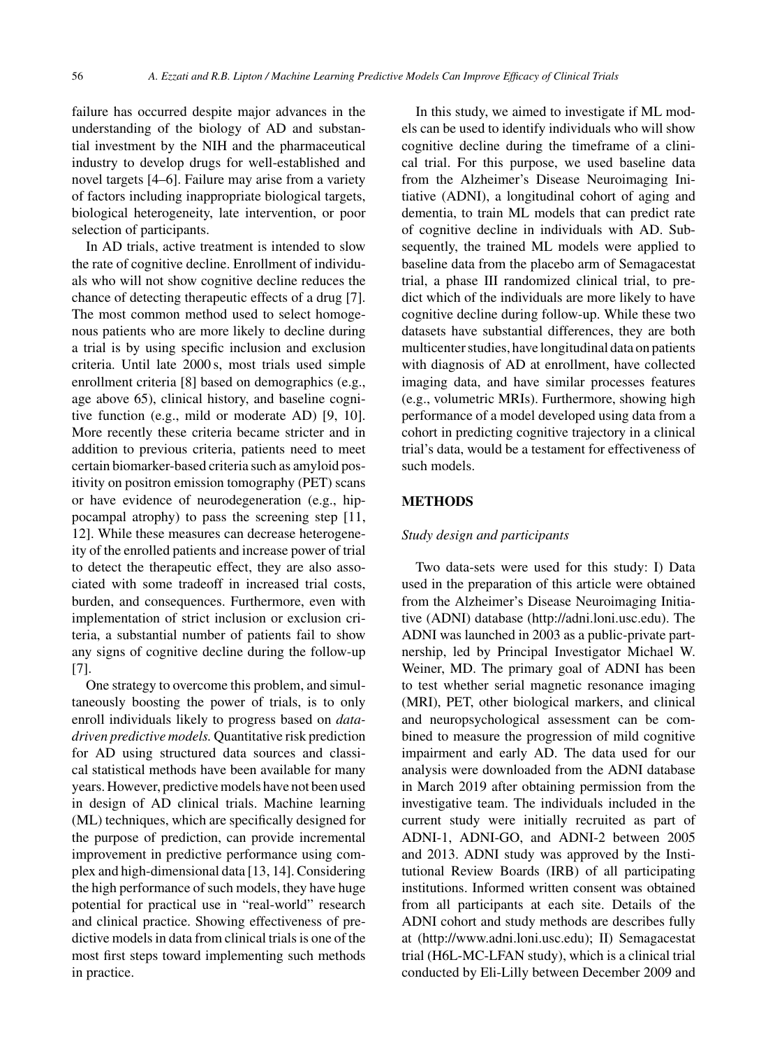failure has occurred despite major advances in the understanding of the biology of AD and substantial investment by the NIH and the pharmaceutical industry to develop drugs for well-established and novel targets [4–6]. Failure may arise from a variety of factors including inappropriate biological targets, biological heterogeneity, late intervention, or poor selection of participants.

In AD trials, active treatment is intended to slow the rate of cognitive decline. Enrollment of individuals who will not show cognitive decline reduces the chance of detecting therapeutic effects of a drug [7]. The most common method used to select homogenous patients who are more likely to decline during a trial is by using specific inclusion and exclusion criteria. Until late 2000 s, most trials used simple enrollment criteria [8] based on demographics (e.g., age above 65), clinical history, and baseline cognitive function (e.g., mild or moderate AD) [9, 10]. More recently these criteria became stricter and in addition to previous criteria, patients need to meet certain biomarker-based criteria such as amyloid positivity on positron emission tomography (PET) scans or have evidence of neurodegeneration (e.g., hippocampal atrophy) to pass the screening step [11, 12]. While these measures can decrease heterogeneity of the enrolled patients and increase power of trial to detect the therapeutic effect, they are also associated with some tradeoff in increased trial costs, burden, and consequences. Furthermore, even with implementation of strict inclusion or exclusion criteria, a substantial number of patients fail to show any signs of cognitive decline during the follow-up [7].

One strategy to overcome this problem, and simultaneously boosting the power of trials, is to only enroll individuals likely to progress based on *data-driven predictive models.* Quantitative risk prediction for AD using structured data sources and classical statistical methods have been available for many years. However, predictive models have not been used in design of AD clinical trials. Machine learning (ML) techniques, which are specifically designed for the purpose of prediction, can provide incremental improvement in predictive performance using complex and high-dimensional data [13, 14]. Considering the high performance of such models, they have huge potential for practical use in "real-world" research and clinical practice. Showing effectiveness of predictive models in data from clinical trials is one of the most first steps toward implementing such methods in practice.

In this study, we aimed to investigate if ML models can be used to identify individuals who will show cognitive decline during the timeframe of a clinical trial. For this purpose, we used baseline data from the Alzheimer's Disease Neuroimaging Initiative (ADNI), a longitudinal cohort of aging and dementia, to train ML models that can predict rate of cognitive decline in individuals with AD. Subsequently, the trained ML models were applied to baseline data from the placebo arm of Semagacestat trial, a phase III randomized clinical trial, to predict which of the individuals are more likely to have cognitive decline during follow-up. While these two datasets have substantial differences, they are both multicenter studies, have longitudinal data on patients with diagnosis of AD at enrollment, have collected imaging data, and have similar processes features (e.g., volumetric MRIs). Furthermore, showing high performance of a model developed using data from a cohort in predicting cognitive trajectory in a clinical trial's data, would be a testament for effectiveness of such models.

## METHODS

### *Study design and participants*

Two data-sets were used for this study: I) Data used in the preparation of this article were obtained from the Alzheimer's Disease Neuroimaging Initiative (ADNI) database (http://adni.loni.usc.edu). The ADNI was launched in 2003 as a public-private partnership, led by Principal Investigator Michael W. Weiner, MD. The primary goal of ADNI has been to test whether serial magnetic resonance imaging (MRI), PET, other biological markers, and clinical and neuropsychological assessment can be combined to measure the progression of mild cognitive impairment and early AD. The data used for our analysis were downloaded from the ADNI database in March 2019 after obtaining permission from the investigative team. The individuals included in the current study were initially recruited as part of ADNI-1, ADNI-GO, and ADNI-2 between 2005 and 2013. ADNI study was approved by the Institutional Review Boards (IRB) of all participating institutions. Informed written consent was obtained from all participants at each site. Details of the ADNI cohort and study methods are describes fully at (http://www.adni.loni.usc.edu); II) Semagacestat trial (H6L-MC-LFAN study), which is a clinical trial conducted by Eli-Lilly between December 2009 and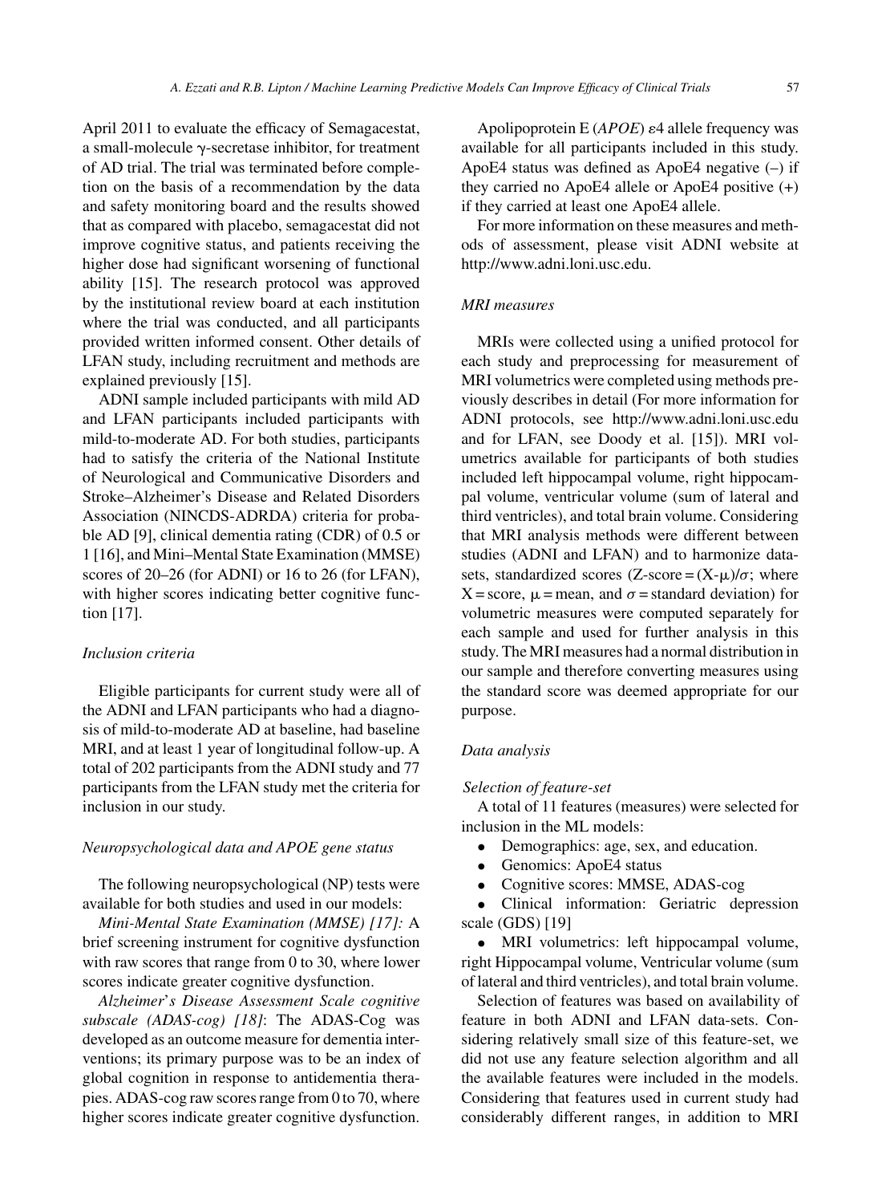April 2011 to evaluate the efficacy of Semagacestat, a small-molecule γ-secretase inhibitor, for treatment of AD trial. The trial was terminated before completion on the basis of a recommendation by the data and safety monitoring board and the results showed that as compared with placebo, semagacestat did not improve cognitive status, and patients receiving the higher dose had significant worsening of functional ability [15]. The research protocol was approved by the institutional review board at each institution where the trial was conducted, and all participants provided written informed consent. Other details of LFAN study, including recruitment and methods are explained previously [15].

ADNI sample included participants with mild AD and LFAN participants included participants with mild-to-moderate AD. For both studies, participants had to satisfy the criteria of the National Institute of Neurological and Communicative Disorders and Stroke–Alzheimer's Disease and Related Disorders Association (NINCDS-ADRDA) criteria for probable AD [9], clinical dementia rating (CDR) of 0.5 or 1 [16], and Mini–Mental State Examination (MMSE) scores of 20–26 (for ADNI) or 16 to 26 (for LFAN), with higher scores indicating better cognitive function [17].

### *Inclusion criteria*

Eligible participants for current study were all of the ADNI and LFAN participants who had a diagnosis of mild-to-moderate AD at baseline, had baseline MRI, and at least 1 year of longitudinal follow-up. A total of 202 participants from the ADNI study and 77 participants from the LFAN study met the criteria for inclusion in our study.

### *Neuropsychological data and APOE gene status*

The following neuropsychological (NP) tests were available for both studies and used in our models:

*Mini-Mental State Examination (MMSE) [17]:* A brief screening instrument for cognitive dysfunction with raw scores that range from 0 to 30, where lower scores indicate greater cognitive dysfunction.

*Alzheimer's Disease Assessment Scale cognitive subscale (ADAS-cog) [18]*: The ADAS-Cog was developed as an outcome measure for dementia interventions; its primary purpose was to be an index of global cognition in response to antidementia therapies. ADAS-cog raw scores range from 0 to 70, where higher scores indicate greater cognitive dysfunction.

Apolipoprotein E (*APOE*) ε4 allele frequency was available for all participants included in this study. ApoE4 status was defined as ApoE4 negative (–) if they carried no ApoE4 allele or ApoE4 positive (+) if they carried at least one ApoE4 allele.

For more information on these measures and methods of assessment, please visit ADNI website at http://www.adni.loni.usc.edu.

### *MRI measures*

MRIs were collected using a unified protocol for each study and preprocessing for measurement of MRI volumetrics were completed using methods previously describes in detail (For more information for ADNI protocols, see http://www.adni.loni.usc.edu and for LFAN, see Doody et al. [15]). MRI volumetrics available for participants of both studies included left hippocampal volume, right hippocampal volume, ventricular volume (sum of lateral and third ventricles), and total brain volume. Considering that MRI analysis methods were different between studies (ADNI and LFAN) and to harmonize datasets, standardized scores (Z-score = $(X-\mu)/\sigma$; where X = score, $\mu$ = mean, and $\sigma$ = standard deviation) for volumetric measures were computed separately for each sample and used for further analysis in this study. The MRI measures had a normal distribution in our sample and therefore converting measures using the standard score was deemed appropriate for our purpose.

### *Data analysis*

*Selection of feature-set*

A total of 11 features (measures) were selected for inclusion in the ML models:

- Demographics: age, sex, and education.
- Genomics: ApoE4 status
- Cognitive scores: MMSE, ADAS-cog
- Clinical information: Geriatric depression scale (GDS) [19]
- MRI volumetrics: left hippocampal volume, right Hippocampal volume, Ventricular volume (sum of lateral and third ventricles), and total brain volume.

Selection of features was based on availability of feature in both ADNI and LFAN data-sets. Considering relatively small size of this feature-set, we did not use any feature selection algorithm and all the available features were included in the models. Considering that features used in current study had considerably different ranges, in addition to MRI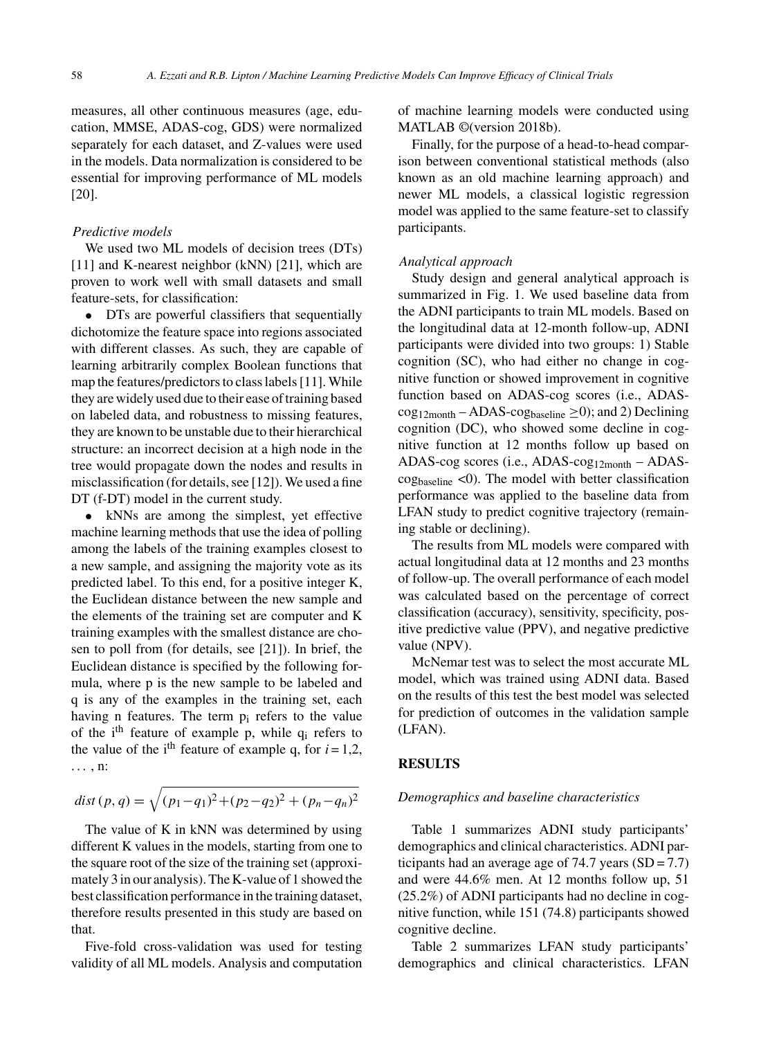measures, all other continuous measures (age, education, MMSE, ADAS-cog, GDS) were normalized separately for each dataset, and Z-values were used in the models. Data normalization is considered to be essential for improving performance of ML models [20].

### *Predictive models*

We used two ML models of decision trees (DTs) [11] and K-nearest neighbor (kNN) [21], which are proven to work well with small datasets and small feature-sets, for classification:

- DTs are powerful classifiers that sequentially dichotomize the feature space into regions associated with different classes. As such, they are capable of learning arbitrarily complex Boolean functions that map the features/predictors to class labels [11]. While they are widely used due to their ease of training based on labeled data, and robustness to missing features, they are known to be unstable due to their hierarchical structure: an incorrect decision at a high node in the tree would propagate down the nodes and results in misclassification (for details, see [12]). We used a fine DT (f-DT) model in the current study.
- kNNs are among the simplest, yet effective machine learning methods that use the idea of polling among the labels of the training examples closest to a new sample, and assigning the majority vote as its predicted label. To this end, for a positive integer K, the Euclidean distance between the new sample and the elements of the training set are computer and K training examples with the smallest distance are chosen to poll from (for details, see [21]). In brief, the Euclidean distance is specified by the following formula, where p is the new sample to be labeled and q is any of the examples in the training set, each having n features. The term $p_i$ refers to the value of the $i^{th}$ feature of example p, while $q_i$ refers to the value of the $i^{th}$ feature of example q, for $i = 1, 2, \ldots, n$:

$$dist\,(p, q) = \sqrt{(p_1 - q_1)^2 + (p_2 - q_2)^2 + (p_n - q_n)^2}$$

The value of K in kNN was determined by using different K values in the models, starting from one to the square root of the size of the training set (approximately 3 in our analysis). The K-value of 1 showed the best classification performance in the training dataset, therefore results presented in this study are based on that.

Five-fold cross-validation was used for testing validity of all ML models. Analysis and computation of machine learning models were conducted using MATLAB ©(version 2018b).

Finally, for the purpose of a head-to-head comparison between conventional statistical methods (also known as an old machine learning approach) and newer ML models, a classical logistic regression model was applied to the same feature-set to classify participants.

### *Analytical approach*

Study design and general analytical approach is summarized in Fig. 1. We used baseline data from the ADNI participants to train ML models. Based on the longitudinal data at 12-month follow-up, ADNI participants were divided into two groups: 1) Stable cognition (SC), who had either no change in cognitive function or showed improvement in cognitive function based on ADAS-cog scores (i.e., $\text{ADAS-cog}_{12\text{month}} - \text{ADAS-cog}_{\text{baseline}} \geq 0$); and 2) Declining cognition (DC), who showed some decline in cognitive function at 12 months follow up based on ADAS-cog scores (i.e., $\text{ADAS-cog}_{12\text{month}} - \text{ADAS-cog}_{\text{baseline}} < 0$). The model with better classification performance was applied to the baseline data from LFAN study to predict cognitive trajectory (remaining stable or declining).

The results from ML models were compared with actual longitudinal data at 12 months and 23 months of follow-up. The overall performance of each model was calculated based on the percentage of correct classification (accuracy), sensitivity, specificity, positive predictive value (PPV), and negative predictive value (NPV).

McNemar test was to select the most accurate ML model, which was trained using ADNI data. Based on the results of this test the best model was selected for prediction of outcomes in the validation sample (LFAN).

## RESULTS

### *Demographics and baseline characteristics*

Table 1 summarizes ADNI study participants' demographics and clinical characteristics. ADNI participants had an average age of 74.7 years (SD = 7.7) and were 44.6% men. At 12 months follow up, 51 (25.2%) of ADNI participants had no decline in cognitive function, while 151 (74.8) participants showed cognitive decline.

Table 2 summarizes LFAN study participants' demographics and clinical characteristics. LFAN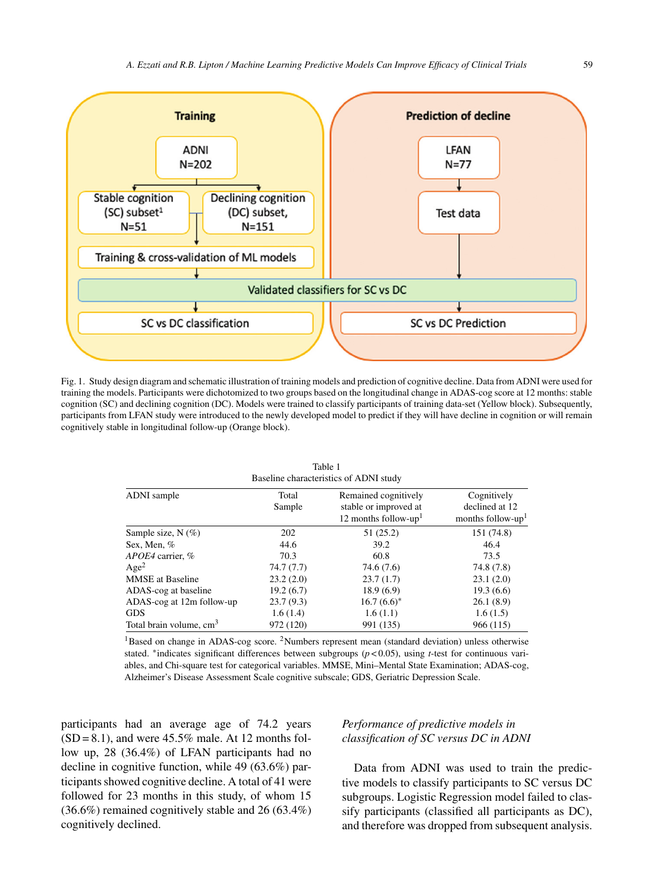Fig. 1. Study design diagram and schematic illustration of training models and prediction of cognitive decline. Data from ADNI were used for training the models. Participants were dichotomized to two groups based on the longitudinal change in ADAS-cog score at 12 months: stable cognition (SC) and declining cognition (DC). Models were trained to classify participants of training data-set (Yellow block). Subsequently, participants from LFAN study were introduced to the newly developed model to predict if they will have decline in cognition or will remain cognitively stable in longitudinal follow-up (Orange block).

Table 1
Baseline characteristics of ADNI study

| ADNI sample | Total Sample | Remained cognitively stable or improved at 12 months follow-up[1] | Cognitively declined at 12 months follow-up[1] |
|---|---|---|---|
| Sample size, N (%) | 202 | 51 (25.2) | 151 (74.8) |
| Sex, Men, % | 44.6 | 39.2 | 46.4 |
| *APOE4* carrier, % | 70.3 | 60.8 | 73.5 |
| Age[2] | 74.7 (7.7) | 74.6 (7.6) | 74.8 (7.8) |
| MMSE at Baseline | 23.2 (2.0) | 23.7 (1.7) | 23.1 (2.0) |
| ADAS-cog at baseline | 19.2 (6.7) | 18.9 (6.9) | 19.3 (6.6) |
| ADAS-cog at 12m follow-up | 23.7 (9.3) | 16.7 (6.6)* | 26.1 (8.9) |
| GDS | 1.6 (1.4) | 1.6 (1.1) | 1.6 (1.5) |
| Total brain volume, $cm^3$ | 972 (120) | 991 (135) | 966 (115) |

[1]Based on change in ADAS-cog score. [2]Numbers represent mean (standard deviation) unless otherwise stated. *indicates significant differences between subgroups ($p < 0.05$), using *t*-test for continuous variables, and Chi-square test for categorical variables. MMSE, Mini–Mental State Examination; ADAS-cog, Alzheimer's Disease Assessment Scale cognitive subscale; GDS, Geriatric Depression Scale.

participants had an average age of 74.2 years (SD = 8.1), and were 45.5% male. At 12 months follow up, 28 (36.4%) of LFAN participants had no decline in cognitive function, while 49 (63.6%) participants showed cognitive decline. A total of 41 were followed for 23 months in this study, of whom 15 (36.6%) remained cognitively stable and 26 (63.4%) cognitively declined.

### *Performance of predictive models in classification of SC versus DC in ADNI*

Data from ADNI was used to train the predictive models to classify participants to SC versus DC subgroups. Logistic Regression model failed to classify participants (classified all participants as DC), and therefore was dropped from subsequent analysis.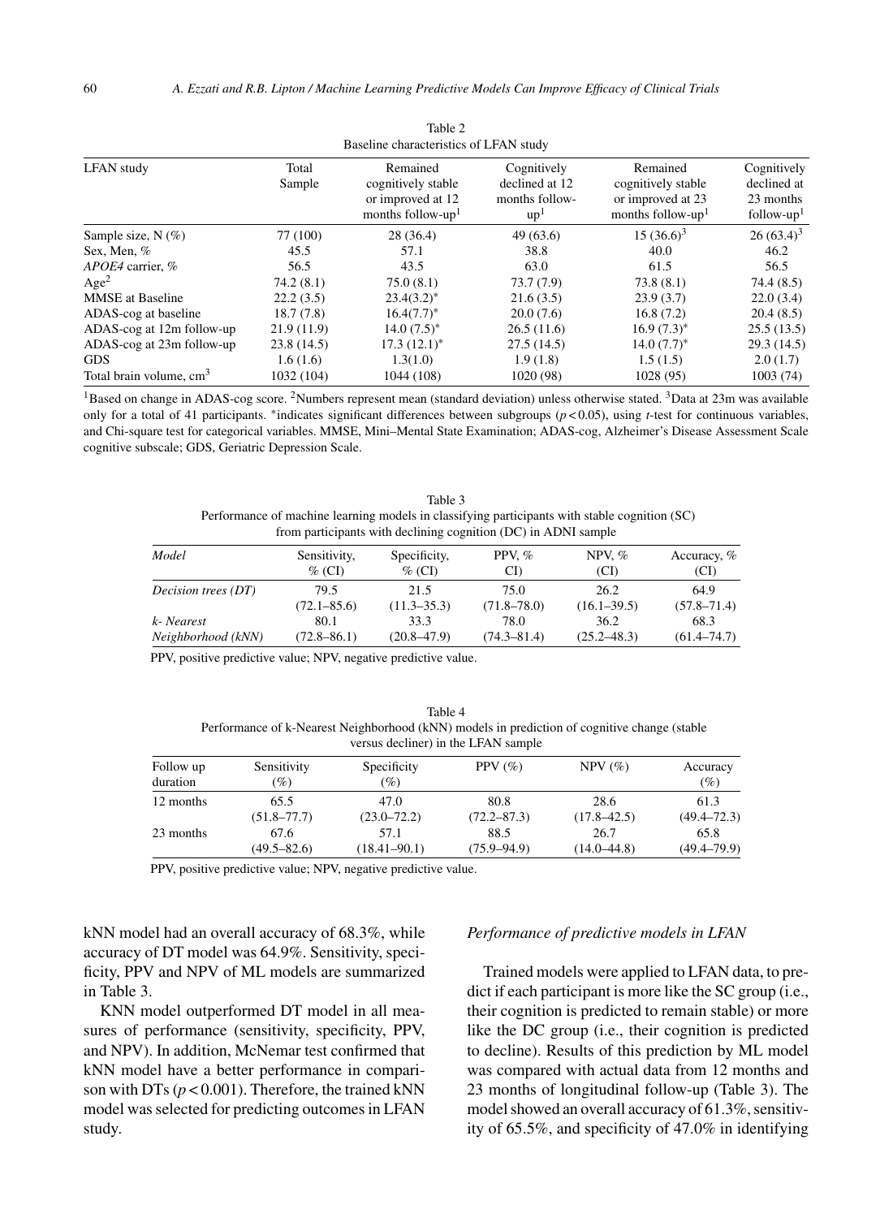Table 2
Baseline characteristics of LFAN study

| LFAN study | Total Sample | Remained cognitively stable or improved at 12 months follow-up[1] | Cognitively declined at 12 months follow-up[1] | Remained cognitively stable or improved at 23 months follow-up[1] | Cognitively declined at 23 months follow-up[1] |
|---|---|---|---|---|---|
| Sample size, N (%) | 77 (100) | 28 (36.4) | 49 (63.6) | 15 (36.6)[3] | 26 (63.4)[3] |
| Sex, Men, % | 45.5 | 57.1 | 38.8 | 40.0 | 46.2 |
| *APOE4* carrier, % | 56.5 | 43.5 | 63.0 | 61.5 | 56.5 |
| Age[2] | 74.2 (8.1) | 75.0 (8.1) | 73.7 (7.9) | 73.8 (8.1) | 74.4 (8.5) |
| MMSE at Baseline | 22.2 (3.5) | 23.4(3.2)* | 21.6 (3.5) | 23.9 (3.7) | 22.0 (3.4) |
| ADAS-cog at baseline | 18.7 (7.8) | 16.4(7.7)* | 20.0 (7.6) | 16.8 (7.2) | 20.4 (8.5) |
| ADAS-cog at 12m follow-up | 21.9 (11.9) | 14.0 (7.5)* | 26.5 (11.6) | 16.9 (7.3)* | 25.5 (13.5) |
| ADAS-cog at 23m follow-up | 23.8 (14.5) | 17.3 (12.1)* | 27.5 (14.5) | 14.0 (7.7)* | 29.3 (14.5) |
| GDS | 1.6 (1.6) | 1.3(1.0) | 1.9 (1.8) | 1.5 (1.5) | 2.0 (1.7) |
| Total brain volume, $cm^3$ | 1032 (104) | 1044 (108) | 1020 (98) | 1028 (95) | 1003 (74) |

[1]Based on change in ADAS-cog score. [2]Numbers represent mean (standard deviation) unless otherwise stated. [3]Data at 23m was available only for a total of 41 participants. *indicates significant differences between subgroups ($p < 0.05$), using *t*-test for continuous variables, and Chi-square test for categorical variables. MMSE, Mini–Mental State Examination; ADAS-cog, Alzheimer's Disease Assessment Scale cognitive subscale; GDS, Geriatric Depression Scale.

Table 3
Performance of machine learning models in classifying participants with stable cognition (SC) from participants with declining cognition (DC) in ADNI sample

| *Model* | Sensitivity, % (CI) | Specificity, % (CI) | PPV, % CI) | NPV, % (CI) | Accuracy, % (CI) |
|---|---|---|---|---|---|
| *Decision trees (DT)* | 79.5 (72.1–85.6) | 21.5 (11.3–35.3) | 75.0 (71.8–78.0) | 26.2 (16.1–39.5) | 64.9 (57.8–71.4) |
| *k- Nearest Neighborhood (kNN)* | 80.1 (72.8–86.1) | 33.3 (20.8–47.9) | 78.0 (74.3–81.4) | 36.2 (25.2–48.3) | 68.3 (61.4–74.7) |

PPV, positive predictive value; NPV, negative predictive value.

Table 4
Performance of k-Nearest Neighborhood (kNN) models in prediction of cognitive change (stable versus decliner) in the LFAN sample

| Follow up duration | Sensitivity (%) | Specificity (%) | PPV (%) | NPV (%) | Accuracy (%) |
|---|---|---|---|---|---|
| 12 months | 65.5 (51.8–77.7) | 47.0 (23.0–72.2) | 80.8 (72.2–87.3) | 28.6 (17.8–42.5) | 61.3 (49.4–72.3) |
| 23 months | 67.6 (49.5–82.6) | 57.1 (18.41–90.1) | 88.5 (75.9–94.9) | 26.7 (14.0–44.8) | 65.8 (49.4–79.9) |

PPV, positive predictive value; NPV, negative predictive value.

kNN model had an overall accuracy of 68.3%, while accuracy of DT model was 64.9%. Sensitivity, specificity, PPV and NPV of ML models are summarized in Table 3.

KNN model outperformed DT model in all measures of performance (sensitivity, specificity, PPV, and NPV). In addition, McNemar test confirmed that kNN model have a better performance in comparison with DTs ($p < 0.001$). Therefore, the trained kNN model was selected for predicting outcomes in LFAN study.

### *Performance of predictive models in LFAN*

Trained models were applied to LFAN data, to predict if each participant is more like the SC group (i.e., their cognition is predicted to remain stable) or more like the DC group (i.e., their cognition is predicted to decline). Results of this prediction by ML model was compared with actual data from 12 months and 23 months of longitudinal follow-up (Table 3). The model showed an overall accuracy of 61.3%, sensitivity of 65.5%, and specificity of 47.0% in identifying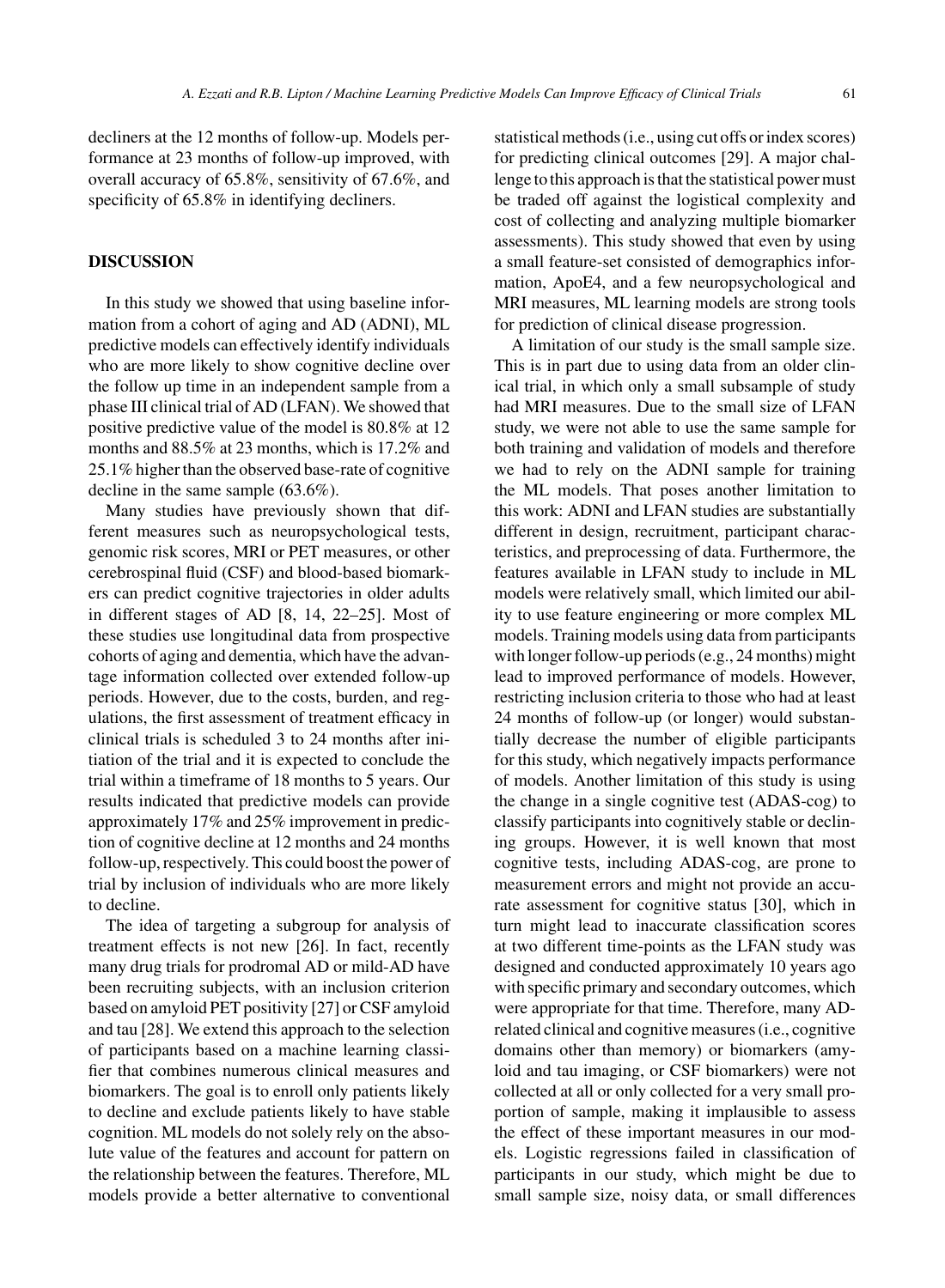decliners at the 12 months of follow-up. Models performance at 23 months of follow-up improved, with overall accuracy of 65.8%, sensitivity of 67.6%, and specificity of 65.8% in identifying decliners.

## DISCUSSION

In this study we showed that using baseline information from a cohort of aging and AD (ADNI), ML predictive models can effectively identify individuals who are more likely to show cognitive decline over the follow up time in an independent sample from a phase III clinical trial of AD (LFAN). We showed that positive predictive value of the model is 80.8% at 12 months and 88.5% at 23 months, which is 17.2% and 25.1% higher than the observed base-rate of cognitive decline in the same sample (63.6%).

Many studies have previously shown that different measures such as neuropsychological tests, genomic risk scores, MRI or PET measures, or other cerebrospinal fluid (CSF) and blood-based biomarkers can predict cognitive trajectories in older adults in different stages of AD [8, 14, 22–25]. Most of these studies use longitudinal data from prospective cohorts of aging and dementia, which have the advantage information collected over extended follow-up periods. However, due to the costs, burden, and regulations, the first assessment of treatment efficacy in clinical trials is scheduled 3 to 24 months after initiation of the trial and it is expected to conclude the trial within a timeframe of 18 months to 5 years. Our results indicated that predictive models can provide approximately 17% and 25% improvement in prediction of cognitive decline at 12 months and 24 months follow-up, respectively. This could boost the power of trial by inclusion of individuals who are more likely to decline.

The idea of targeting a subgroup for analysis of treatment effects is not new [26]. In fact, recently many drug trials for prodromal AD or mild-AD have been recruiting subjects, with an inclusion criterion based on amyloid PET positivity [27] or CSF amyloid and tau [28]. We extend this approach to the selection of participants based on a machine learning classifier that combines numerous clinical measures and biomarkers. The goal is to enroll only patients likely to decline and exclude patients likely to have stable cognition. ML models do not solely rely on the absolute value of the features and account for pattern on the relationship between the features. Therefore, ML models provide a better alternative to conventional statistical methods (i.e., using cut offs or index scores) for predicting clinical outcomes [29]. A major challenge to this approach is that the statistical power must be traded off against the logistical complexity and cost of collecting and analyzing multiple biomarker assessments). This study showed that even by using a small feature-set consisted of demographics information, ApoE4, and a few neuropsychological and MRI measures, ML learning models are strong tools for prediction of clinical disease progression.

A limitation of our study is the small sample size. This is in part due to using data from an older clinical trial, in which only a small subsample of study had MRI measures. Due to the small size of LFAN study, we were not able to use the same sample for both training and validation of models and therefore we had to rely on the ADNI sample for training the ML models. That poses another limitation to this work: ADNI and LFAN studies are substantially different in design, recruitment, participant characteristics, and preprocessing of data. Furthermore, the features available in LFAN study to include in ML models were relatively small, which limited our ability to use feature engineering or more complex ML models. Training models using data from participants with longer follow-up periods (e.g., 24 months) might lead to improved performance of models. However, restricting inclusion criteria to those who had at least 24 months of follow-up (or longer) would substantially decrease the number of eligible participants for this study, which negatively impacts performance of models. Another limitation of this study is using the change in a single cognitive test (ADAS-cog) to classify participants into cognitively stable or declining groups. However, it is well known that most cognitive tests, including ADAS-cog, are prone to measurement errors and might not provide an accurate assessment for cognitive status [30], which in turn might lead to inaccurate classification scores at two different time-points as the LFAN study was designed and conducted approximately 10 years ago with specific primary and secondary outcomes, which were appropriate for that time. Therefore, many AD-related clinical and cognitive measures (i.e., cognitive domains other than memory) or biomarkers (amyloid and tau imaging, or CSF biomarkers) were not collected at all or only collected for a very small proportion of sample, making it implausible to assess the effect of these important measures in our models. Logistic regressions failed in classification of participants in our study, which might be due to small sample size, noisy data, or small differences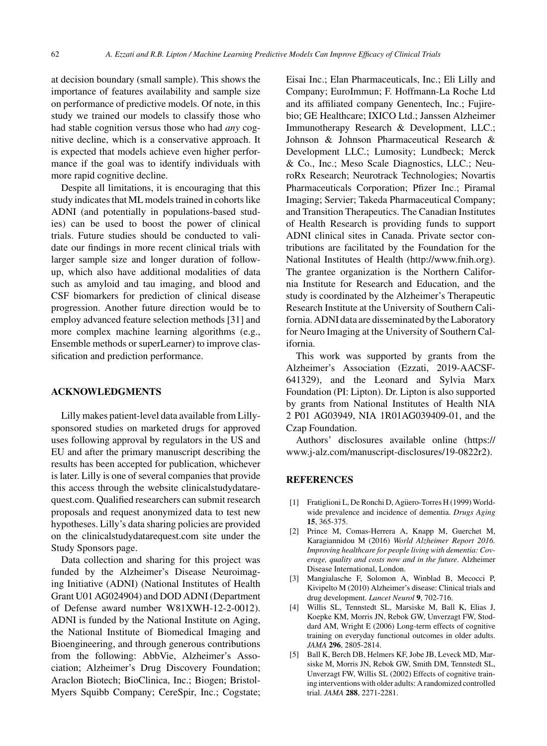at decision boundary (small sample). This shows the importance of features availability and sample size on performance of predictive models. Of note, in this study we trained our models to classify those who had stable cognition versus those who had *any* cognitive decline, which is a conservative approach. It is expected that models achieve even higher performance if the goal was to identify individuals with more rapid cognitive decline.

Despite all limitations, it is encouraging that this study indicates that ML models trained in cohorts like ADNI (and potentially in populations-based studies) can be used to boost the power of clinical trials. Future studies should be conducted to validate our findings in more recent clinical trials with larger sample size and longer duration of follow-up, which also have additional modalities of data such as amyloid and tau imaging, and blood and CSF biomarkers for prediction of clinical disease progression. Another future direction would be to employ advanced feature selection methods [31] and more complex machine learning algorithms (e.g., Ensemble methods or superLearner) to improve classification and prediction performance.

## ACKNOWLEDGMENTS

Lilly makes patient-level data available from Lilly-sponsored studies on marketed drugs for approved uses following approval by regulators in the US and EU and after the primary manuscript describing the results has been accepted for publication, whichever is later. Lilly is one of several companies that provide this access through the website clinicalstudydatarequest.com. Qualified researchers can submit research proposals and request anonymized data to test new hypotheses. Lilly's data sharing policies are provided on the clinicalstudydatarequest.com site under the Study Sponsors page.

Data collection and sharing for this project was funded by the Alzheimer's Disease Neuroimaging Initiative (ADNI) (National Institutes of Health Grant U01 AG024904) and DOD ADNI (Department of Defense award number W81XWH-12-2-0012). ADNI is funded by the National Institute on Aging, the National Institute of Biomedical Imaging and Bioengineering, and through generous contributions from the following: AbbVie, Alzheimer's Association; Alzheimer's Drug Discovery Foundation; Araclon Biotech; BioClinica, Inc.; Biogen; Bristol-Myers Squibb Company; CereSpir, Inc.; Cogstate; Eisai Inc.; Elan Pharmaceuticals, Inc.; Eli Lilly and Company; EuroImmun; F. Hoffmann-La Roche Ltd and its affiliated company Genentech, Inc.; Fujirebio; GE Healthcare; IXICO Ltd.; Janssen Alzheimer Immunotherapy Research & Development, LLC.; Johnson & Johnson Pharmaceutical Research & Development LLC.; Lumosity; Lundbeck; Merck & Co., Inc.; Meso Scale Diagnostics, LLC.; NeuroRx Research; Neurotrack Technologies; Novartis Pharmaceuticals Corporation; Pfizer Inc.; Piramal Imaging; Servier; Takeda Pharmaceutical Company; and Transition Therapeutics. The Canadian Institutes of Health Research is providing funds to support ADNI clinical sites in Canada. Private sector contributions are facilitated by the Foundation for the National Institutes of Health (http://www.fnih.org). The grantee organization is the Northern California Institute for Research and Education, and the study is coordinated by the Alzheimer's Therapeutic Research Institute at the University of Southern California. ADNI data are disseminated by the Laboratory for Neuro Imaging at the University of Southern California.

This work was supported by grants from the Alzheimer's Association (Ezzati, 2019-AACSF-641329), and the Leonard and Sylvia Marx Foundation (PI: Lipton). Dr. Lipton is also supported by grants from National Institutes of Health NIA 2 P01 AG03949, NIA 1R01AG039409-01, and the Czap Foundation.

Authors' disclosures available online (https://www.j-alz.com/manuscript-disclosures/19-0822r2).

## REFERENCES

[1] Fratiglioni L, De Ronchi D, Agüero-Torres H (1999) Worldwide prevalence and incidence of dementia. *Drugs Aging* **15**, 365-375.

[2] Prince M, Comas-Herrera A, Knapp M, Guerchet M, Karagiannidou M (2016) *World Alzheimer Report 2016. Improving healthcare for people living with dementia: Coverage, quality and costs now and in the future*. Alzheimer Disease International, London.

[3] Mangialasche F, Solomon A, Winblad B, Mecocci P, Kivipelto M (2010) Alzheimer's disease: Clinical trials and drug development. *Lancet Neurol* **9**, 702-716.

[4] Willis SL, Tennstedt SL, Marsiske M, Ball K, Elias J, Koepke KM, Morris JN, Rebok GW, Unverzagt FW, Stoddard AM, Wright E (2006) Long-term effects of cognitive training on everyday functional outcomes in older adults. *JAMA* **296**, 2805-2814.

[5] Ball K, Berch DB, Helmers KF, Jobe JB, Leveck MD, Marsiske M, Morris JN, Rebok GW, Smith DM, Tennstedt SL, Unverzagt FW, Willis SL (2002) Effects of cognitive training interventions with older adults: A randomized controlled trial. *JAMA* **288**, 2271-2281.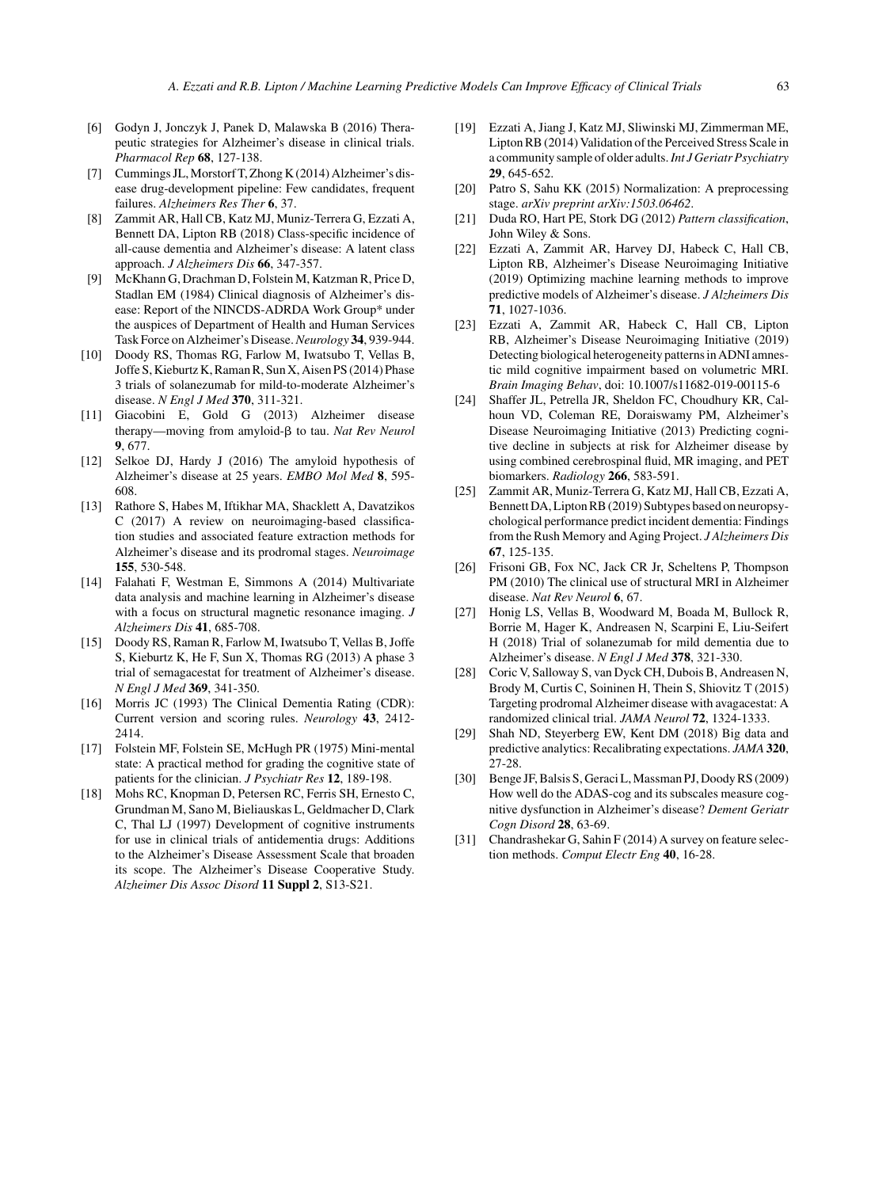[6] Godyn J, Jonczyk J, Panek D, Malawska B (2016) Therapeutic strategies for Alzheimer's disease in clinical trials. *Pharmacol Rep* **68**, 127-138.

[7] Cummings JL, Morstorf T, Zhong K (2014) Alzheimer's disease drug-development pipeline: Few candidates, frequent failures. *Alzheimers Res Ther* **6**, 37.

[8] Zammit AR, Hall CB, Katz MJ, Muniz-Terrera G, Ezzati A, Bennett DA, Lipton RB (2018) Class-specific incidence of all-cause dementia and Alzheimer's disease: A latent class approach. *J Alzheimers Dis* **66**, 347-357.

[9] McKhann G, Drachman D, Folstein M, Katzman R, Price D, Stadlan EM (1984) Clinical diagnosis of Alzheimer's disease: Report of the NINCDS-ADRDA Work Group* under the auspices of Department of Health and Human Services Task Force on Alzheimer's Disease. *Neurology* **34**, 939-944.

[10] Doody RS, Thomas RG, Farlow M, Iwatsubo T, Vellas B, Joffe S, Kieburtz K, Raman R, Sun X, Aisen PS (2014) Phase 3 trials of solanezumab for mild-to-moderate Alzheimer's disease. *N Engl J Med* **370**, 311-321.

[11] Giacobini E, Gold G (2013) Alzheimer disease therapy—moving from amyloid-β to tau. *Nat Rev Neurol* **9**, 677.

[12] Selkoe DJ, Hardy J (2016) The amyloid hypothesis of Alzheimer's disease at 25 years. *EMBO Mol Med* **8**, 595-608.

[13] Rathore S, Habes M, Iftikhar MA, Shacklett A, Davatzikos C (2017) A review on neuroimaging-based classification studies and associated feature extraction methods for Alzheimer's disease and its prodromal stages. *Neuroimage* **155**, 530-548.

[14] Falahati F, Westman E, Simmons A (2014) Multivariate data analysis and machine learning in Alzheimer's disease with a focus on structural magnetic resonance imaging. *J Alzheimers Dis* **41**, 685-708.

[15] Doody RS, Raman R, Farlow M, Iwatsubo T, Vellas B, Joffe S, Kieburtz K, He F, Sun X, Thomas RG (2013) A phase 3 trial of semagacestat for treatment of Alzheimer's disease. *N Engl J Med* **369**, 341-350.

[16] Morris JC (1993) The Clinical Dementia Rating (CDR): Current version and scoring rules. *Neurology* **43**, 2412-2414.

[17] Folstein MF, Folstein SE, McHugh PR (1975) Mini-mental state: A practical method for grading the cognitive state of patients for the clinician. *J Psychiatr Res* **12**, 189-198.

[18] Mohs RC, Knopman D, Petersen RC, Ferris SH, Ernesto C, Grundman M, Sano M, Bieliauskas L, Geldmacher D, Clark C, Thal LJ (1997) Development of cognitive instruments for use in clinical trials of antidementia drugs: Additions to the Alzheimer's Disease Assessment Scale that broaden its scope. The Alzheimer's Disease Cooperative Study. *Alzheimer Dis Assoc Disord* **11 Suppl 2**, S13-S21.

[19] Ezzati A, Jiang J, Katz MJ, Sliwinski MJ, Zimmerman ME, Lipton RB (2014) Validation of the Perceived Stress Scale in a community sample of older adults. *Int J Geriatr Psychiatry* **29**, 645-652.

[20] Patro S, Sahu KK (2015) Normalization: A preprocessing stage. *arXiv preprint arXiv:1503.06462*.

[21] Duda RO, Hart PE, Stork DG (2012) *Pattern classification*, John Wiley & Sons.

[22] Ezzati A, Zammit AR, Harvey DJ, Habeck C, Hall CB, Lipton RB, Alzheimer's Disease Neuroimaging Initiative (2019) Optimizing machine learning methods to improve predictive models of Alzheimer's disease. *J Alzheimers Dis* **71**, 1027-1036.

[23] Ezzati A, Zammit AR, Habeck C, Hall CB, Lipton RB, Alzheimer's Disease Neuroimaging Initiative (2019) Detecting biological heterogeneity patterns in ADNI amnestic mild cognitive impairment based on volumetric MRI. *Brain Imaging Behav*, doi: 10.1007/s11682-019-00115-6

[24] Shaffer JL, Petrella JR, Sheldon FC, Choudhury KR, Calhoun VD, Coleman RE, Doraiswamy PM, Alzheimer's Disease Neuroimaging Initiative (2013) Predicting cognitive decline in subjects at risk for Alzheimer disease by using combined cerebrospinal fluid, MR imaging, and PET biomarkers. *Radiology* **266**, 583-591.

[25] Zammit AR, Muniz-Terrera G, Katz MJ, Hall CB, Ezzati A, Bennett DA, Lipton RB (2019) Subtypes based on neuropsychological performance predict incident dementia: Findings from the Rush Memory and Aging Project. *J Alzheimers Dis* **67**, 125-135.

[26] Frisoni GB, Fox NC, Jack CR Jr, Scheltens P, Thompson PM (2010) The clinical use of structural MRI in Alzheimer disease. *Nat Rev Neurol* **6**, 67.

[27] Honig LS, Vellas B, Woodward M, Boada M, Bullock R, Borrie M, Hager K, Andreasen N, Scarpini E, Liu-Seifert H (2018) Trial of solanezumab for mild dementia due to Alzheimer's disease. *N Engl J Med* **378**, 321-330.

[28] Coric V, Salloway S, van Dyck CH, Dubois B, Andreasen N, Brody M, Curtis C, Soininen H, Thein S, Shiovitz T (2015) Targeting prodromal Alzheimer disease with avagacestat: A randomized clinical trial. *JAMA Neurol* **72**, 1324-1333.

[29] Shah ND, Steyerberg EW, Kent DM (2018) Big data and predictive analytics: Recalibrating expectations. *JAMA* **320**, 27-28.

[30] Benge JF, Balsis S, Geraci L, Massman PJ, Doody RS (2009) How well do the ADAS-cog and its subscales measure cognitive dysfunction in Alzheimer's disease? *Dement Geriatr Cogn Disord* **28**, 63-69.

[31] Chandrashekar G, Sahin F (2014) A survey on feature selection methods. *Comput Electr Eng* **40**, 16-28.